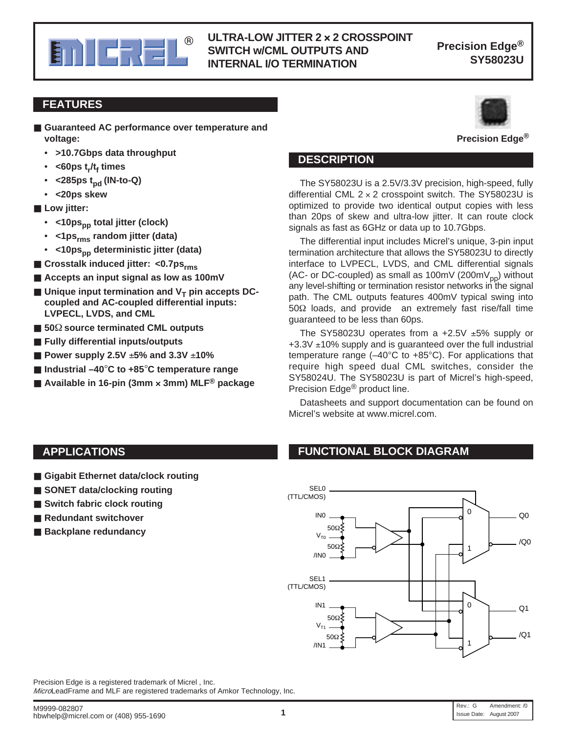# ULTRA-LOW JITTER 2 × 2 CROSSPOINT SWITCH w/CML OUTPUTS AND INTERNAL I/O TERMINATION

**Precision Edge®**
**SY58023U**

## FEATURES

- **Guaranteed AC performance over temperature and voltage:**
  - **>10.7Gbps data throughput**
  - **<60ps $t_r$/$t_f$ times**
  - **<285ps $t_{pd}$ (IN-to-Q)**
  - **<20ps skew**
- **Low jitter:**
  - **<10ps$_{pp}$ total jitter (clock)**
  - **<1ps$_{rms}$ random jitter (data)**
  - **<10ps$_{pp}$ deterministic jitter (data)**
- **Crosstalk induced jitter: <0.7ps$_{rms}$**
- **Accepts an input signal as low as 100mV**
- **Unique input termination and $V_T$ pin accepts DC-coupled and AC-coupled differential inputs: LVPECL, LVDS, and CML**
- **50Ω source terminated CML outputs**
- **Fully differential inputs/outputs**
- **Power supply 2.5V ±5% and 3.3V ±10%**
- **Industrial –40°C to +85°C temperature range**
- **Available in 16-pin (3mm × 3mm) MLF® package**

**Precision Edge®**

## DESCRIPTION

The SY58023U is a 2.5V/3.3V precision, high-speed, fully differential CML 2 × 2 crosspoint switch. The SY58023U is optimized to provide two identical output copies with less than 20ps of skew and ultra-low jitter. It can route clock signals as fast as 6GHz or data up to 10.7Gbps.

The differential input includes Micrel's unique, 3-pin input termination architecture that allows the SY58023U to directly interface to LVPECL, LVDS, and CML differential signals (AC- or DC-coupled) as small as 100mV (200mV$_{pp}$) without any level-shifting or termination resistor networks in the signal path. The CML outputs features 400mV typical swing into 50Ω loads, and provide an extremely fast rise/fall time guaranteed to be less than 60ps.

The SY58023U operates from a +2.5V ±5% supply or +3.3V ±10% supply and is guaranteed over the full industrial temperature range (–40°C to +85°C). For applications that require high speed dual CML switches, consider the SY58024U. The SY58023U is part of Micrel's high-speed, Precision Edge® product line.

Datasheets and support documentation can be found on Micrel's website at www.micrel.com.

## APPLICATIONS

- **Gigabit Ethernet data/clock routing**
- **SONET data/clocking routing**
- **Switch fabric clock routing**
- **Redundant switchover**
- **Backplane redundancy**

## FUNCTIONAL BLOCK DIAGRAM

SEL0 (TTL/CMOS), IN0, 50Ω, $V_{T0}$, 50Ω, /IN0, SEL1 (TTL/CMOS), IN1, 50Ω, $V_{T1}$, 50Ω, /IN1, 0, 1, 0, 1, Q0, /Q0, Q1, /Q1

Precision Edge is a registered trademark of Micrel , Inc.
*Micro*LeadFrame and MLF are registered trademarks of Amkor Technology, Inc.

M9999-082807
hbwhelp@micrel.com or (408) 955-1690

Rev.: G Amendment: /0
Issue Date: August 2007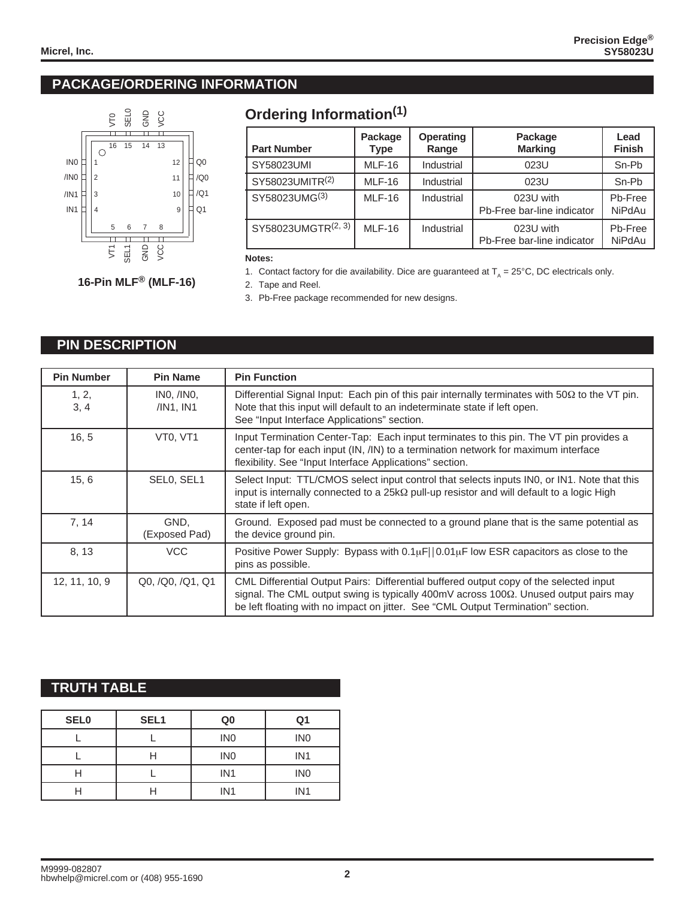## PACKAGE/ORDERING INFORMATION

16-Pin MLF® (MLF-16)

### Ordering Information(1)

| Part Number | Package Type | Operating Range | Package Marking | Lead Finish |
|---|---|---|---|---|
| SY58023UMI | MLF-16 | Industrial | 023U | Sn-Pb |
| SY58023UMITR(2) | MLF-16 | Industrial | 023U | Sn-Pb |
| SY58023UMG(3) | MLF-16 | Industrial | 023U with Pb-Free bar-line indicator | Pb-Free NiPdAu |
| SY58023UMGTR(2, 3) | MLF-16 | Industrial | 023U with Pb-Free bar-line indicator | Pb-Free NiPdAu |

**Notes:**

1. Contact factory for die availability. Dice are guaranteed at $T_A$ = 25°C, DC electricals only.
2. Tape and Reel.
3. Pb-Free package recommended for new designs.

## PIN DESCRIPTION

| Pin Number | Pin Name | Pin Function |
|---|---|---|
| 1, 2, 3, 4 | IN0, /IN0, /IN1, IN1 | Differential Signal Input: Each pin of this pair internally terminates with 50Ω to the VT pin. Note that this input will default to an indeterminate state if left open. See "Input Interface Applications" section. |
| 16, 5 | VT0, VT1 | Input Termination Center-Tap: Each input terminates to this pin. The VT pin provides a center-tap for each input (IN, /IN) to a termination network for maximum interface flexibility. See "Input Interface Applications" section. |
| 15, 6 | SEL0, SEL1 | Select Input: TTL/CMOS select input control that selects inputs IN0, or IN1. Note that this input is internally connected to a 25kΩ pull-up resistor and will default to a logic High state if left open. |
| 7, 14 | GND, (Exposed Pad) | Ground. Exposed pad must be connected to a ground plane that is the same potential as the device ground pin. |
| 8, 13 | VCC | Positive Power Supply: Bypass with 0.1μF\|\|0.01μF low ESR capacitors as close to the pins as possible. |
| 12, 11, 10, 9 | Q0, /Q0, /Q1, Q1 | CML Differential Output Pairs: Differential buffered output copy of the selected input signal. The CML output swing is typically 400mV across 100Ω. Unused output pairs may be left floating with no impact on jitter. See "CML Output Termination" section. |

## TRUTH TABLE

| SEL0 | SEL1 | Q0 | Q1 |
|---|---|---|---|
| L | L | IN0 | IN0 |
| L | H | IN0 | IN1 |
| H | L | IN1 | IN0 |
| H | H | IN1 | IN1 |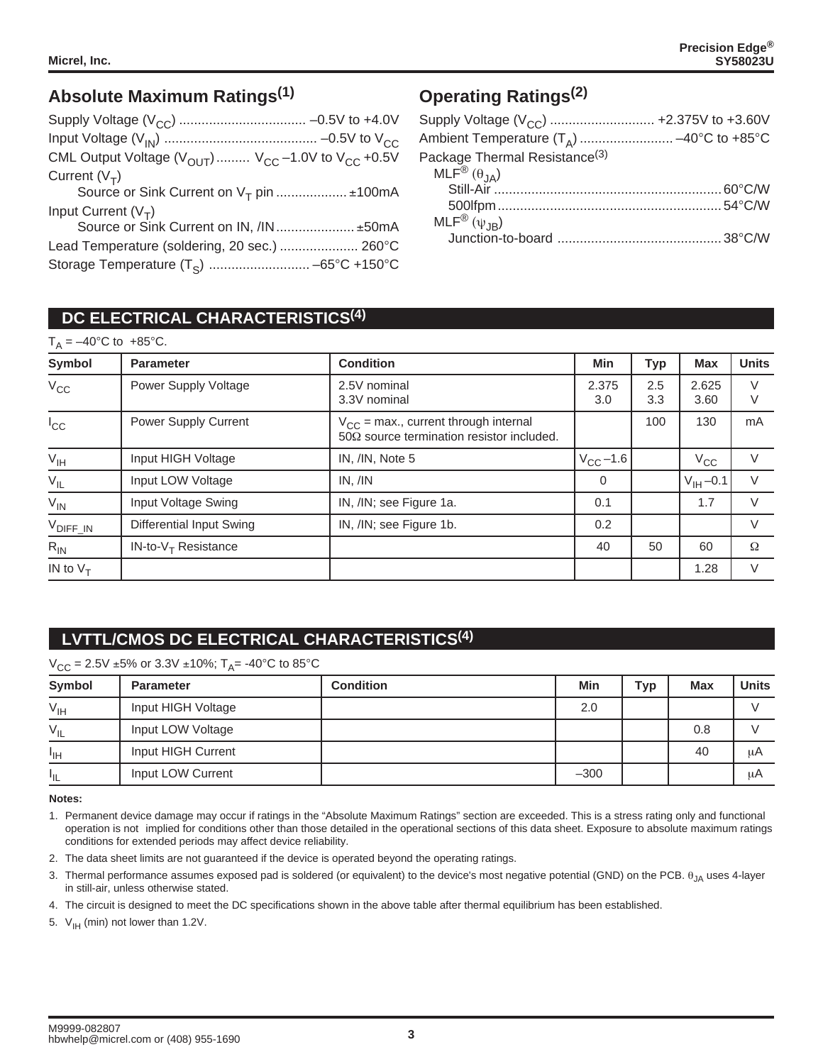## Absolute Maximum Ratings(1)

Supply Voltage ($V_{CC}$) .................................. –0.5V to +4.0V
Input Voltage ($V_{IN}$) ......................................... –0.5V to $V_{CC}$
CML Output Voltage ($V_{OUT}$) ......... $V_{CC}$ –1.0V to $V_{CC}$ +0.5V
Current ($V_T$)
  Source or Sink Current on $V_T$ pin ................... ±100mA
Input Current ($V_T$)
  Source or Sink Current on IN, /IN..................... ±50mA
Lead Temperature (soldering, 20 sec.) ..................... 260°C
Storage Temperature ($T_S$) ........................... –65°C +150°C

## Operating Ratings(2)

Supply Voltage ($V_{CC}$) ............................ +2.375V to +3.60V
Ambient Temperature ($T_A$) ......................... –40°C to +85°C
Package Thermal Resistance(3)
  MLF® ($\theta_{JA}$)
    Still-Air ............................................................ 60°C/W
    500lfpm ........................................................... 54°C/W
  MLF® ($\psi_{JB}$)
    Junction-to-board ............................................ 38°C/W

## DC ELECTRICAL CHARACTERISTICS(4)

$T_A$ = –40°C to +85°C.

| Symbol | Parameter | Condition | Min | Typ | Max | Units |
|---|---|---|---|---|---|---|
| $V_{CC}$ | Power Supply Voltage | 2.5V nominal<br>3.3V nominal | 2.375<br>3.0 | 2.5<br>3.3 | 2.625<br>3.60 | V<br>V |
| $I_{CC}$ | Power Supply Current | $V_{CC}$ = max., current through internal 50Ω source termination resistor included. | | 100 | 130 | mA |
| $V_{IH}$ | Input HIGH Voltage | IN, /IN, Note 5 | $V_{CC}$ –1.6 | | $V_{CC}$ | V |
| $V_{IL}$ | Input LOW Voltage | IN, /IN | 0 | | $V_{IH}$ –0.1 | V |
| $V_{IN}$ | Input Voltage Swing | IN, /IN; see Figure 1a. | 0.1 | | 1.7 | V |
| $V_{DIFF\_IN}$ | Differential Input Swing | IN, /IN; see Figure 1b. | 0.2 | | | V |
| $R_{IN}$ | IN-to-$V_T$ Resistance | | 40 | 50 | 60 | Ω |
| IN to $V_T$ | | | | | 1.28 | V |

## LVTTL/CMOS DC ELECTRICAL CHARACTERISTICS(4)

$V_{CC}$ = 2.5V ±5% or 3.3V ±10%; $T_A$= -40°C to 85°C

| Symbol | Parameter | Condition | Min | Typ | Max | Units |
|---|---|---|---|---|---|---|
| $V_{IH}$ | Input HIGH Voltage | | 2.0 | | | V |
| $V_{IL}$ | Input LOW Voltage | | | | 0.8 | V |
| $I_{IH}$ | Input HIGH Current | | | | 40 | μA |
| $I_{IL}$ | Input LOW Current | | –300 | | | μA |

**Notes:**

1. Permanent device damage may occur if ratings in the "Absolute Maximum Ratings" section are exceeded. This is a stress rating only and functional operation is not implied for conditions other than those detailed in the operational sections of this data sheet. Exposure to absolute maximum ratings conditions for extended periods may affect device reliability.
2. The data sheet limits are not guaranteed if the device is operated beyond the operating ratings.
3. Thermal performance assumes exposed pad is soldered (or equivalent) to the device's most negative potential (GND) on the PCB. $\theta_{JA}$ uses 4-layer in still-air, unless otherwise stated.
4. The circuit is designed to meet the DC specifications shown in the above table after thermal equilibrium has been established.
5. $V_{IH}$ (min) not lower than 1.2V.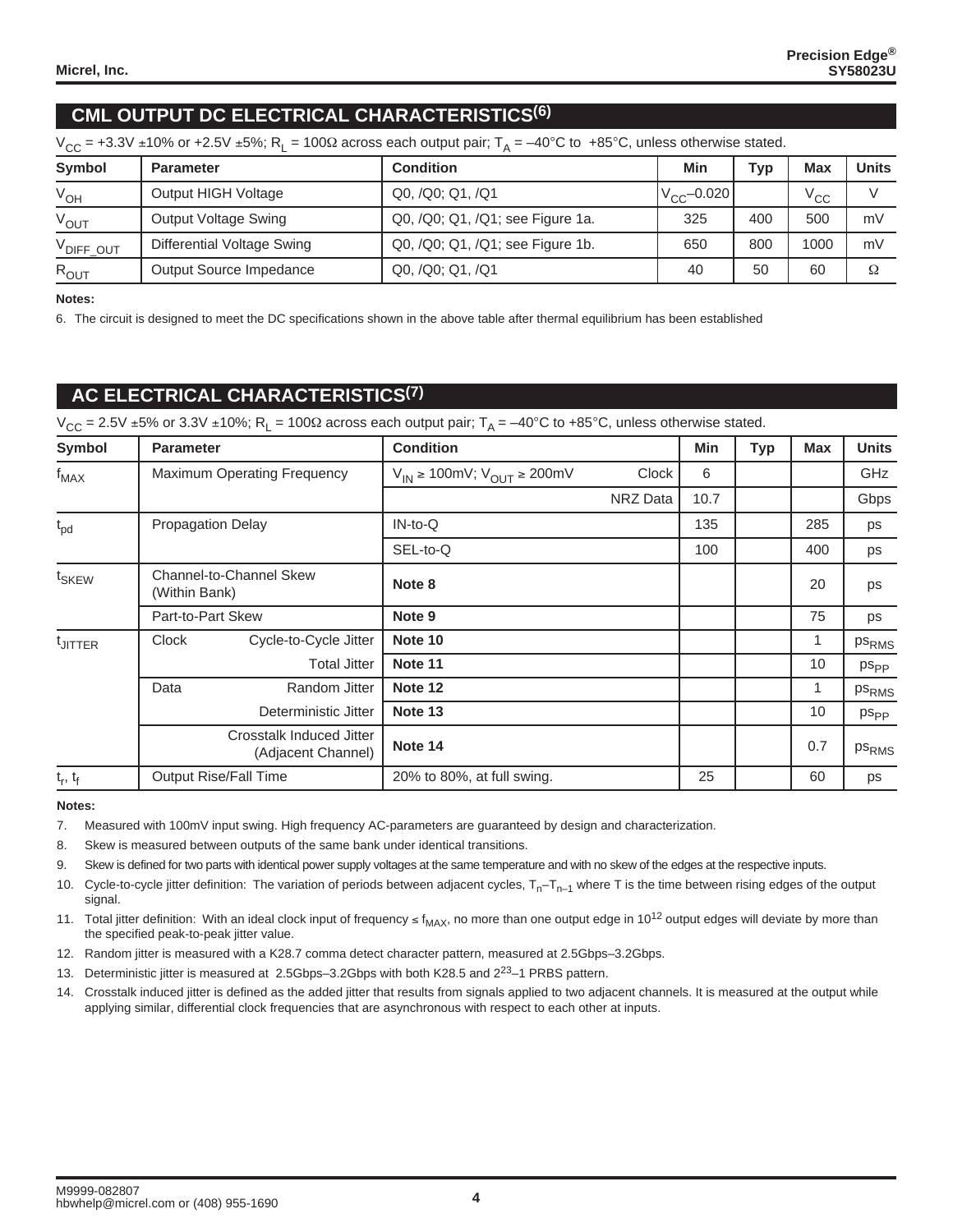## CML OUTPUT DC ELECTRICAL CHARACTERISTICS[(6)]

$V_{CC}$ = +3.3V ±10% or +2.5V ±5%; $R_L$ = 100Ω across each output pair; $T_A$ = –40°C to +85°C, unless otherwise stated.

| Symbol | Parameter | Condition | Min | Typ | Max | Units |
|---|---|---|---|---|---|---|
| $V_{OH}$ | Output HIGH Voltage | Q0, /Q0; Q1, /Q1 | $V_{CC}$–0.020 | | $V_{CC}$ | V |
| $V_{OUT}$ | Output Voltage Swing | Q0, /Q0; Q1, /Q1; see Figure 1a. | 325 | 400 | 500 | mV |
| $V_{DIFF\_OUT}$ | Differential Voltage Swing | Q0, /Q0; Q1, /Q1; see Figure 1b. | 650 | 800 | 1000 | mV |
| $R_{OUT}$ | Output Source Impedance | Q0, /Q0; Q1, /Q1 | 40 | 50 | 60 | Ω |

**Notes:**

6. The circuit is designed to meet the DC specifications shown in the above table after thermal equilibrium has been established

## AC ELECTRICAL CHARACTERISTICS[(7)]

$V_{CC}$ = 2.5V ±5% or 3.3V ±10%; $R_L$ = 100Ω across each output pair; $T_A$ = –40°C to +85°C, unless otherwise stated.

| Symbol | Parameter | | Condition | | Min | Typ | Max | Units |
|---|---|---|---|---|---|---|---|---|
| $f_{MAX}$ | Maximum Operating Frequency | | $V_{IN}$ ≥ 100mV; $V_{OUT}$ ≥ 200mV | Clock | 6 | | | GHz |
| | | | | NRZ Data | 10.7 | | | Gbps |
| $t_{pd}$ | Propagation Delay | | IN-to-Q | | 135 | | 285 | ps |
| | | | SEL-to-Q | | 100 | | 400 | ps |
| $t_{SKEW}$ | Channel-to-Channel Skew (Within Bank) | | **Note 8** | | | | 20 | ps |
| | Part-to-Part Skew | | **Note 9** | | | | 75 | ps |
| $t_{JITTER}$ | Clock | Cycle-to-Cycle Jitter | **Note 10** | | | | 1 | $ps_{RMS}$ |
| | | Total Jitter | **Note 11** | | | | 10 | $ps_{PP}$ |
| | Data | Random Jitter | **Note 12** | | | | 1 | $ps_{RMS}$ |
| | | Deterministic Jitter | **Note 13** | | | | 10 | $ps_{PP}$ |
| | | Crosstalk Induced Jitter (Adjacent Channel) | **Note 14** | | | | 0.7 | $ps_{RMS}$ |
| $t_r$, $t_f$ | Output Rise/Fall Time | | 20% to 80%, at full swing. | | 25 | | 60 | ps |

**Notes:**

7. Measured with 100mV input swing. High frequency AC-parameters are guaranteed by design and characterization.
8. Skew is measured between outputs of the same bank under identical transitions.
9. Skew is defined for two parts with identical power supply voltages at the same temperature and with no skew of the edges at the respective inputs.
10. Cycle-to-cycle jitter definition: The variation of periods between adjacent cycles, $T_n$–$T_{n–1}$ where T is the time between rising edges of the output signal.
11. Total jitter definition: With an ideal clock input of frequency ≤ $f_{MAX}$, no more than one output edge in $10^{12}$ output edges will deviate by more than the specified peak-to-peak jitter value.
12. Random jitter is measured with a K28.7 comma detect character pattern, measured at 2.5Gbps–3.2Gbps.
13. Deterministic jitter is measured at 2.5Gbps–3.2Gbps with both K28.5 and $2^{23}$–1 PRBS pattern.
14. Crosstalk induced jitter is defined as the added jitter that results from signals applied to two adjacent channels. It is measured at the output while applying similar, differential clock frequencies that are asynchronous with respect to each other at inputs.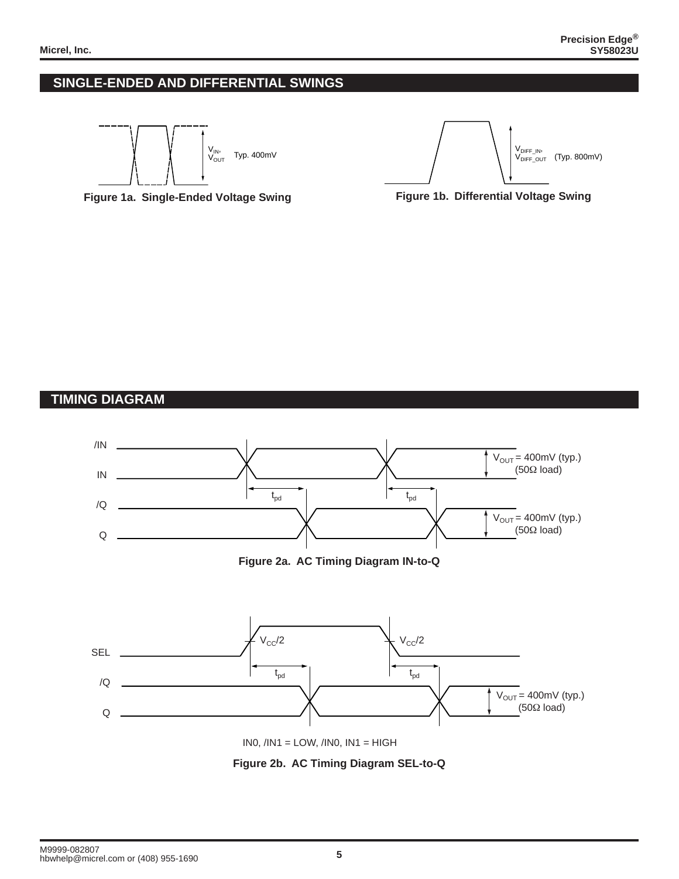## SINGLE-ENDED AND DIFFERENTIAL SWINGS

$V_{IN}$, $V_{OUT}$ Typ. 400mV

**Figure 1a. Single-Ended Voltage Swing**

$V_{DIFF\_IN}$, $V_{DIFF\_OUT}$ (Typ. 800mV)

**Figure 1b. Differential Voltage Swing**

## TIMING DIAGRAM

/IN

IN

$t_{pd}$ $t_{pd}$

/Q

Q

$V_{OUT}$ = 400mV (typ.) (50Ω load)

$V_{OUT}$ = 400mV (typ.) (50Ω load)

**Figure 2a. AC Timing Diagram IN-to-Q**

SEL

$V_{CC}/2$ $V_{CC}/2$

$t_{pd}$ $t_{pd}$

/Q

Q

$V_{OUT}$ = 400mV (typ.) (50Ω load)

IN0, /IN1 = LOW, /IN0, IN1 = HIGH

**Figure 2b. AC Timing Diagram SEL-to-Q**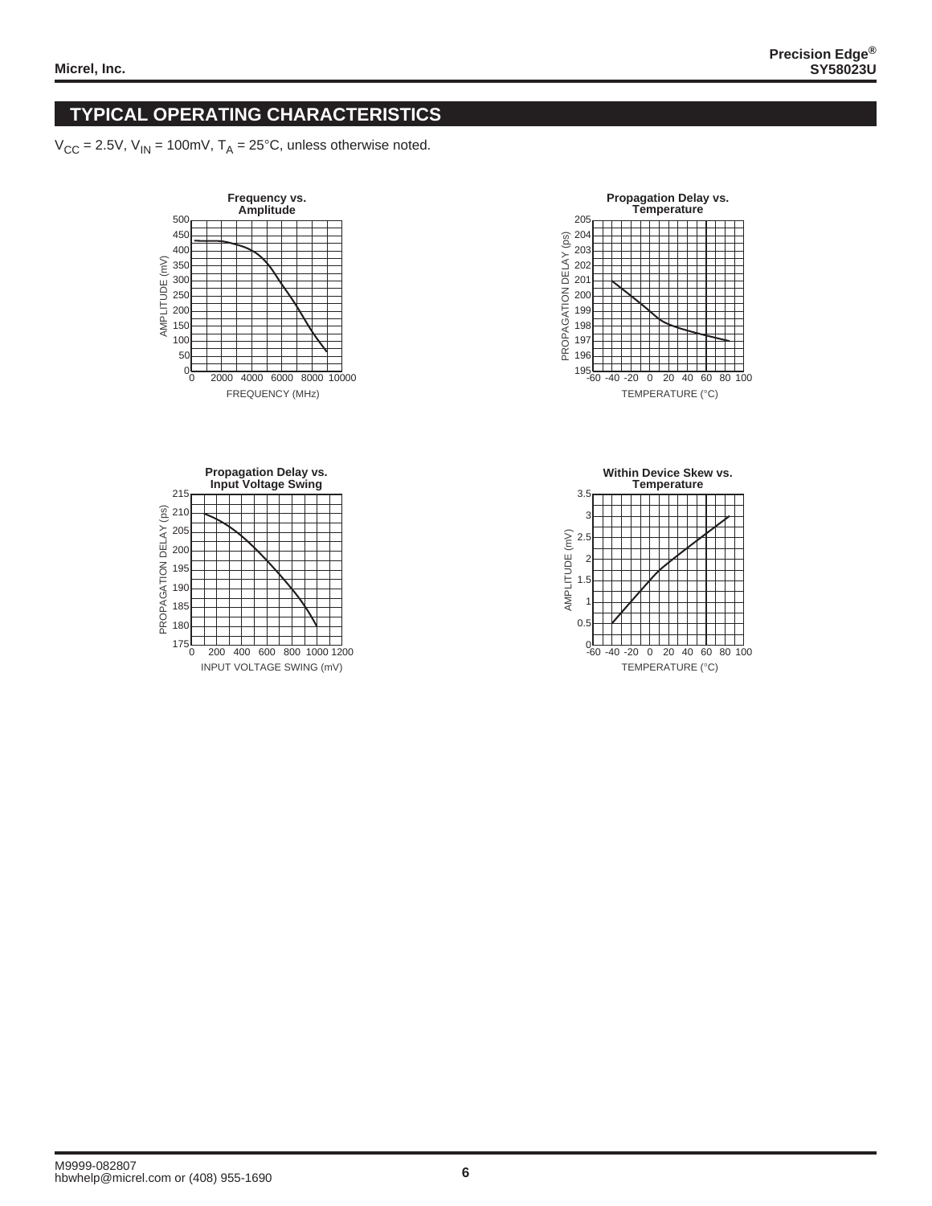## TYPICAL OPERATING CHARACTERISTICS

$V_{CC}$ = 2.5V, $V_{IN}$ = 100mV, $T_A$ = 25°C, unless otherwise noted.

**Frequency vs. Amplitude**

AMPLITUDE (mV) vs. FREQUENCY (MHz)

**Propagation Delay vs. Temperature**

PROPAGATION DELAY (ps) vs. TEMPERATURE (°C)

**Propagation Delay vs. Input Voltage Swing**

PROPAGATION DELAY (ps) vs. INPUT VOLTAGE SWING (mV)

**Within Device Skew vs. Temperature**

AMPLITUDE (mV) vs. TEMPERATURE (°C)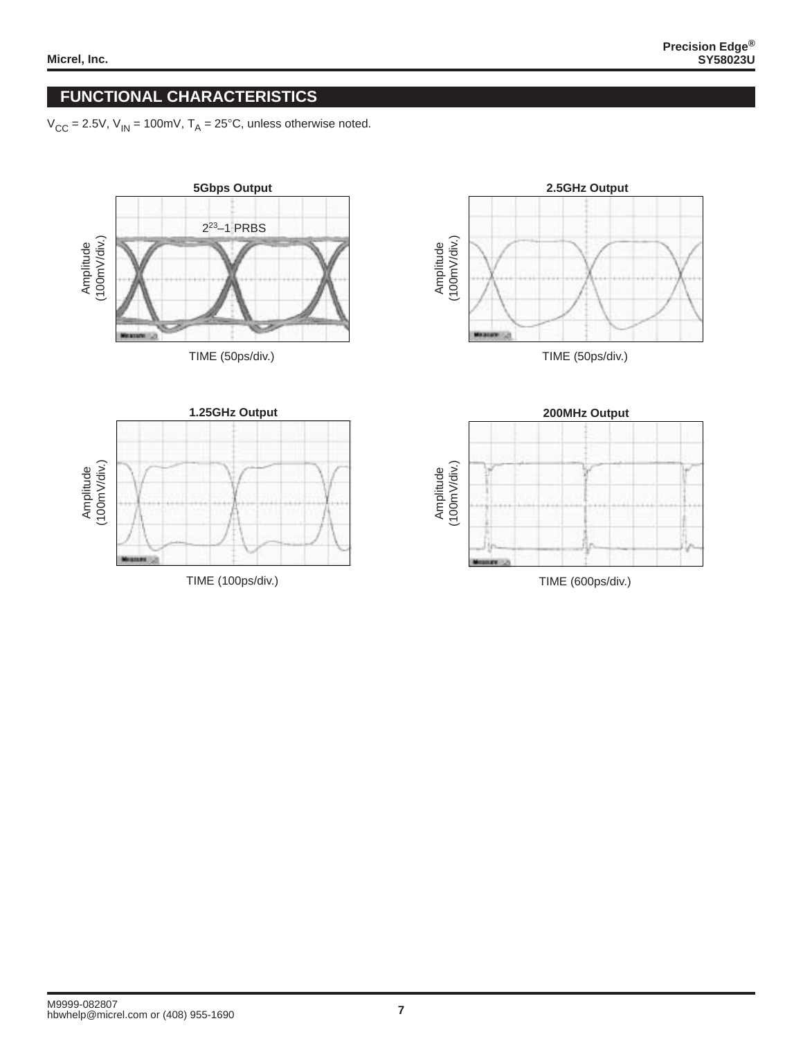## FUNCTIONAL CHARACTERISTICS

$V_{CC}$ = 2.5V, $V_{IN}$ = 100mV, $T_A$ = 25°C, unless otherwise noted.

**5Gbps Output**

$2^{23}$–1 PRBS

Amplitude (100mV/div.)

TIME (50ps/div.)

**2.5GHz Output**

Amplitude (100mV/div.)

TIME (50ps/div.)

**1.25GHz Output**

Amplitude (100mV/div.)

TIME (100ps/div.)

**200MHz Output**

Amplitude (100mV/div.)

TIME (600ps/div.)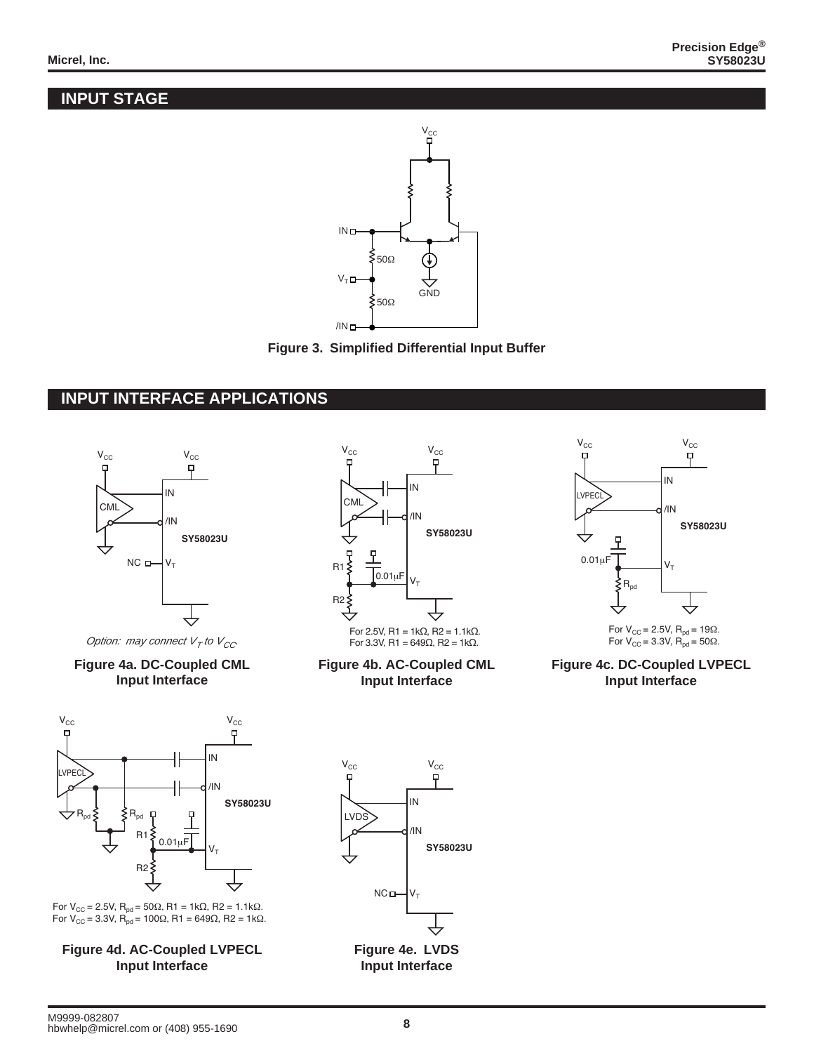## INPUT STAGE

Figure 3. Simplified Differential Input Buffer

## INPUT INTERFACE APPLICATIONS

*Option: may connect $V_T$ to $V_{CC}$*

**Figure 4a. DC-Coupled CML Input Interface**

For 2.5V, R1 = 1kΩ, R2 = 1.1kΩ.
For 3.3V, R1 = 649Ω, R2 = 1kΩ.

**Figure 4b. AC-Coupled CML Input Interface**

For $V_{CC}$ = 2.5V, $R_{pd}$ = 19Ω.
For $V_{CC}$ = 3.3V, $R_{pd}$ = 50Ω.

**Figure 4c. DC-Coupled LVPECL Input Interface**

For $V_{CC}$ = 2.5V, $R_{pd}$ = 50Ω, R1 = 1kΩ, R2 = 1.1kΩ.
For $V_{CC}$ = 3.3V, $R_{pd}$ = 100Ω, R1 = 649Ω, R2 = 1kΩ.

**Figure 4d. AC-Coupled LVPECL Input Interface**

**Figure 4e. LVDS Input Interface**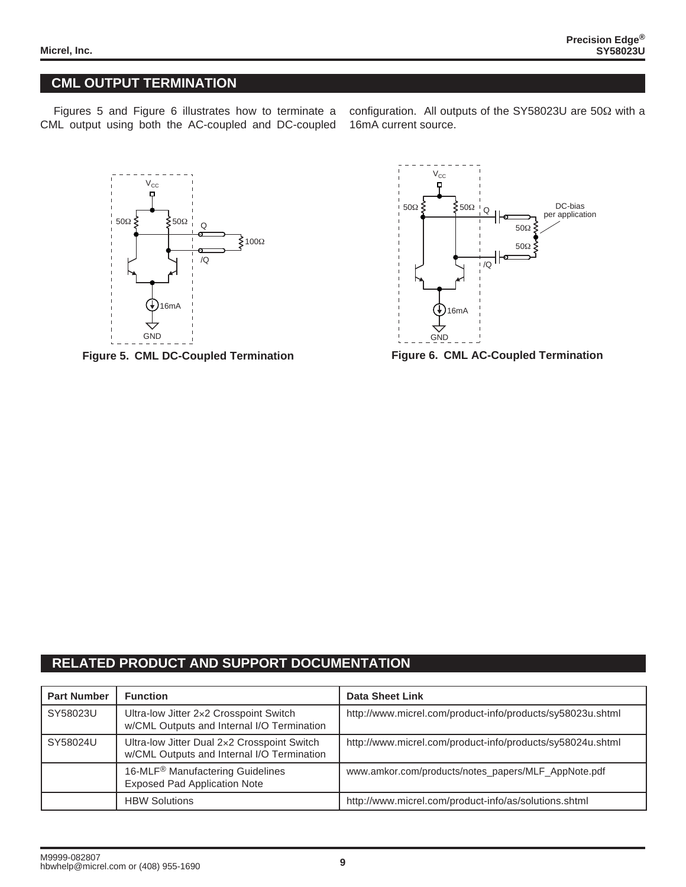## CML OUTPUT TERMINATION

Figures 5 and Figure 6 illustrates how to terminate a CML output using both the AC-coupled and DC-coupled configuration. All outputs of the SY58023U are 50Ω with a 16mA current source.

**Figure 5. CML DC-Coupled Termination**

**Figure 6. CML AC-Coupled Termination**

## RELATED PRODUCT AND SUPPORT DOCUMENTATION

| Part Number | Function | Data Sheet Link |
|---|---|---|
| SY58023U | Ultra-low Jitter 2×2 Crosspoint Switch w/CML Outputs and Internal I/O Termination | http://www.micrel.com/product-info/products/sy58023u.shtml |
| SY58024U | Ultra-low Jitter Dual 2×2 Crosspoint Switch w/CML Outputs and Internal I/O Termination | http://www.micrel.com/product-info/products/sy58024u.shtml |
| | 16-MLF® Manufactering Guidelines Exposed Pad Application Note | www.amkor.com/products/notes_papers/MLF_AppNote.pdf |
| | HBW Solutions | http://www.micrel.com/product-info/as/solutions.shtml |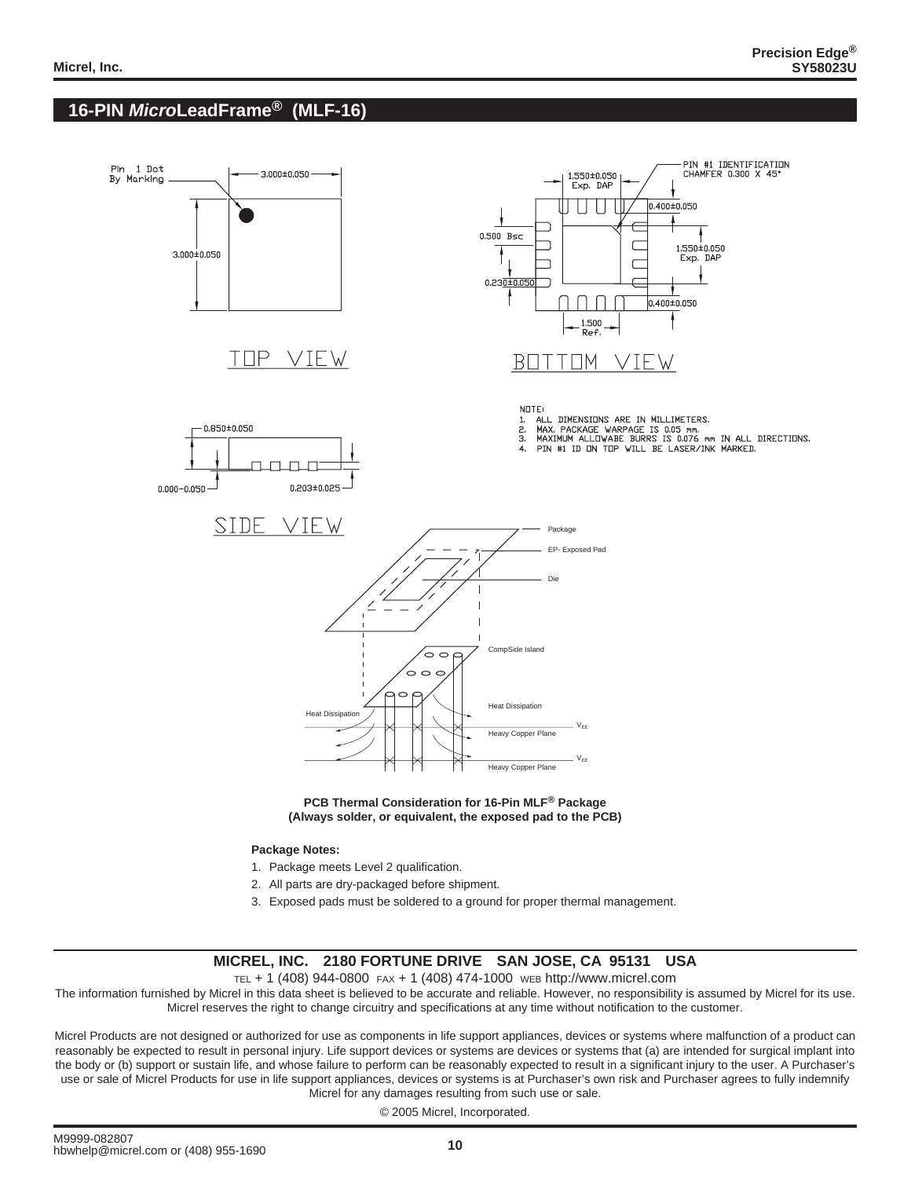## 16-PIN *Micro*LeadFrame® (MLF-16)

Pin 1 Dot By Marking

3.000±0.050

3.000±0.050

TOP VIEW

1.550±0.050 Exp. DAP

PIN #1 IDENTIFICATION CHAMFER 0.300 X 45°

0.400±0.050

0.500 Bsc

1.550±0.050 Exp. DAP

0.230±0.050

0.400±0.050

1.500 Ref.

BOTTOM VIEW

0.850±0.050

0.000–0.050

0.203±0.025

SIDE VIEW

NOTE:
1. ALL DIMENSIONS ARE IN MILLIMETERS.
2. MAX. PACKAGE WARPAGE IS 0.05 mm.
3. MAXIMUM ALLOWABE BURRS IS 0.076 mm IN ALL DIRECTIONS.
4. PIN #1 ID ON TOP WILL BE LASER/INK MARKED.

Package

EP- Exposed Pad

Die

CompSide Island

Heat Dissipation

Heat Dissipation

$V_{EE}$

Heavy Copper Plane

$V_{EE}$

Heavy Copper Plane

**PCB Thermal Consideration for 16-Pin MLF® Package**
**(Always solder, or equivalent, the exposed pad to the PCB)**

**Package Notes:**

1. Package meets Level 2 qualification.
2. All parts are dry-packaged before shipment.
3. Exposed pads must be soldered to a ground for proper thermal management.

**MICREL, INC. 2180 FORTUNE DRIVE SAN JOSE, CA 95131 USA**

TEL + 1 (408) 944-0800 FAX + 1 (408) 474-1000 WEB http://www.micrel.com

The information furnished by Micrel in this data sheet is believed to be accurate and reliable. However, no responsibility is assumed by Micrel for its use. Micrel reserves the right to change circuitry and specifications at any time without notification to the customer.

Micrel Products are not designed or authorized for use as components in life support appliances, devices or systems where malfunction of a product can reasonably be expected to result in personal injury. Life support devices or systems are devices or systems that (a) are intended for surgical implant into the body or (b) support or sustain life, and whose failure to perform can be reasonably expected to result in a significant injury to the user. A Purchaser's use or sale of Micrel Products for use in life support appliances, devices or systems is at Purchaser's own risk and Purchaser agrees to fully indemnify Micrel for any damages resulting from such use or sale.

© 2005 Micrel, Incorporated.